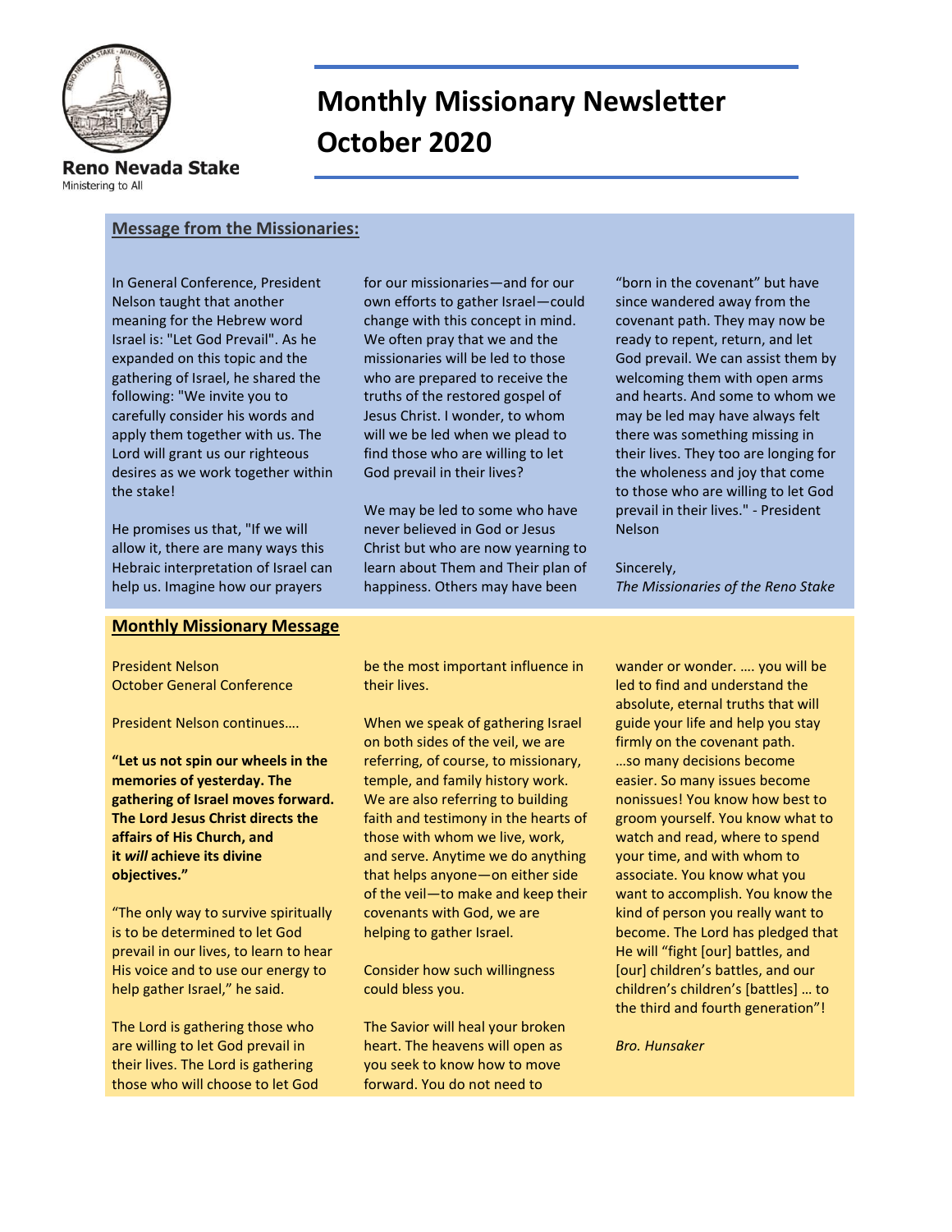Reno Nevada Stake

Ministering to All

# Monthly Missionary Newsletter October 2020

## Message from the Missionaries:

In General Conference, President Nelson taught that another meaning for the Hebrew word Israel is: "Let God Prevail". As he expanded on this topic and the gathering of Israel, he shared the following: "We invite you to carefully consider his words and apply them together with us. The Lord will grant us our righteous desires as we work together within the stake!

He promises us that, "If we will allow it, there are many ways this Hebraic interpretation of Israel can help us. Imagine how our prayers for our missionaries—and for our own efforts to gather Israel—could change with this concept in mind. We often pray that we and the missionaries will be led to those who are prepared to receive the truths of the restored gospel of Jesus Christ. I wonder, to whom will we be led when we plead to find those who are willing to let God prevail in their lives?

We may be led to some who have never believed in God or Jesus Christ but who are now yearning to learn about Them and Their plan of happiness. Others may have been "born in the covenant" but have since wandered away from the covenant path. They may now be ready to repent, return, and let God prevail. We can assist them by welcoming them with open arms and hearts. And some to whom we may be led may have always felt there was something missing in their lives. They too are longing for the wholeness and joy that come to those who are willing to let God prevail in their lives." - President Nelson

Sincerely,
*The Missionaries of the Reno Stake*

## Monthly Missionary Message

President Nelson
October General Conference

President Nelson continues….

**"Let us not spin our wheels in the memories of yesterday. The gathering of Israel moves forward. The Lord Jesus Christ directs the affairs of His Church, and it *will* achieve its divine objectives."**

"The only way to survive spiritually is to be determined to let God prevail in our lives, to learn to hear His voice and to use our energy to help gather Israel," he said.

The Lord is gathering those who are willing to let God prevail in their lives. The Lord is gathering those who will choose to let God be the most important influence in their lives.

When we speak of gathering Israel on both sides of the veil, we are referring, of course, to missionary, temple, and family history work. We are also referring to building faith and testimony in the hearts of those with whom we live, work, and serve. Anytime we do anything that helps anyone—on either side of the veil—to make and keep their covenants with God, we are helping to gather Israel.

Consider how such willingness could bless you.

The Savior will heal your broken heart. The heavens will open as you seek to know how to move forward. You do not need to wander or wonder. …. you will be led to find and understand the absolute, eternal truths that will guide your life and help you stay firmly on the covenant path. …so many decisions become easier. So many issues become nonissues! You know how best to groom yourself. You know what to watch and read, where to spend your time, and with whom to associate. You know what you want to accomplish. You know the kind of person you really want to become. The Lord has pledged that He will "fight [our] battles, and [our] children's battles, and our children's children's [battles] … to the third and fourth generation"!

*Bro. Hunsaker*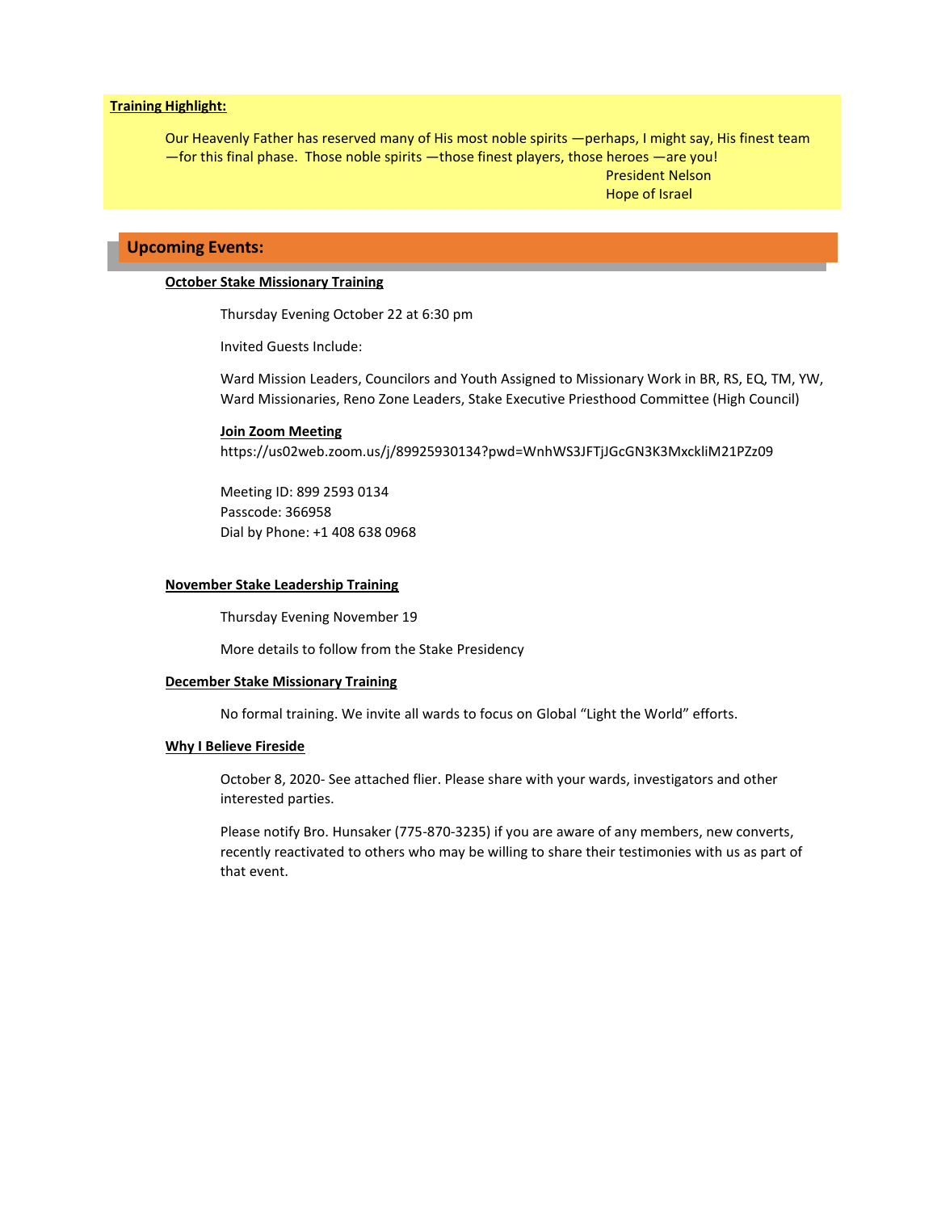**Training Highlight:**

> Our Heavenly Father has reserved many of His most noble spirits —perhaps, I might say, His finest team —for this final phase. Those noble spirits —those finest players, those heroes —are you!
>
> President Nelson
> Hope of Israel

## Upcoming Events:

**October Stake Missionary Training**

Thursday Evening October 22 at 6:30 pm

Invited Guests Include:

Ward Mission Leaders, Councilors and Youth Assigned to Missionary Work in BR, RS, EQ, TM, YW, Ward Missionaries, Reno Zone Leaders, Stake Executive Priesthood Committee (High Council)

**Join Zoom Meeting**
https://us02web.zoom.us/j/89925930134?pwd=WnhWS3JFTjJGcGN3K3MxckliM21PZz09

Meeting ID: 899 2593 0134
Passcode: 366958
Dial by Phone: +1 408 638 0968

**November Stake Leadership Training**

Thursday Evening November 19

More details to follow from the Stake Presidency

**December Stake Missionary Training**

No formal training. We invite all wards to focus on Global "Light the World" efforts.

**Why I Believe Fireside**

October 8, 2020- See attached flier. Please share with your wards, investigators and other interested parties.

Please notify Bro. Hunsaker (775-870-3235) if you are aware of any members, new converts, recently reactivated to others who may be willing to share their testimonies with us as part of that event.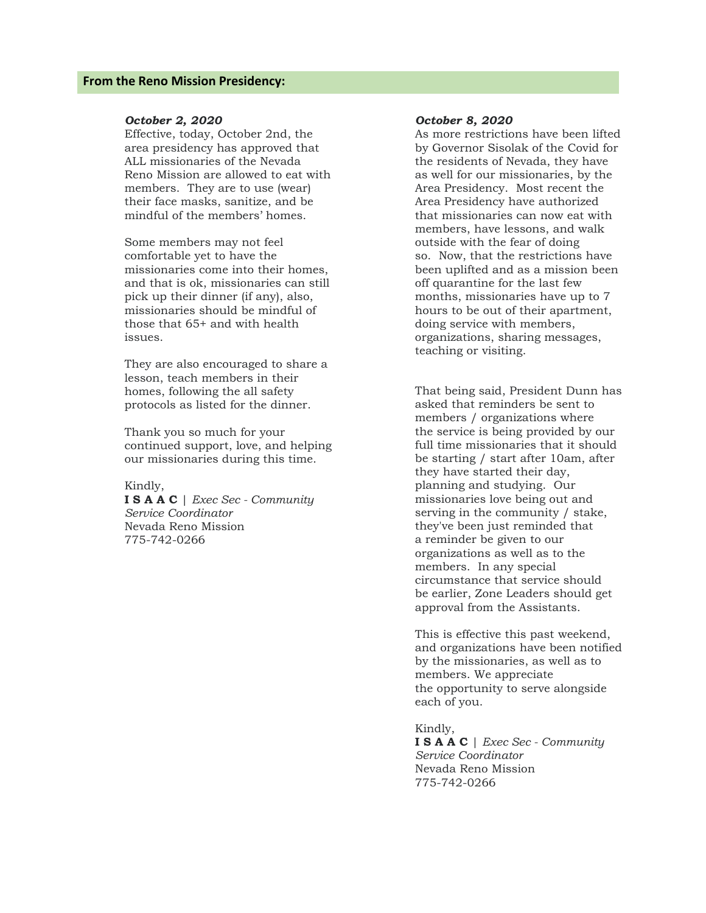## From the Reno Mission Presidency:

***October 2, 2020***

Effective, today, October 2nd, the area presidency has approved that ALL missionaries of the Nevada Reno Mission are allowed to eat with members. They are to use (wear) their face masks, sanitize, and be mindful of the members' homes.

Some members may not feel comfortable yet to have the missionaries come into their homes, and that is ok, missionaries can still pick up their dinner (if any), also, missionaries should be mindful of those that 65+ and with health issues.

They are also encouraged to share a lesson, teach members in their homes, following the all safety protocols as listed for the dinner.

Thank you so much for your continued support, love, and helping our missionaries during this time.

Kindly,
**I S A A C** | *Exec Sec - Community Service Coordinator*
Nevada Reno Mission
775-742-0266

***October 8, 2020***

As more restrictions have been lifted by Governor Sisolak of the Covid for the residents of Nevada, they have as well for our missionaries, by the Area Presidency. Most recent the Area Presidency have authorized that missionaries can now eat with members, have lessons, and walk outside with the fear of doing so. Now, that the restrictions have been uplifted and as a mission been off quarantine for the last few months, missionaries have up to 7 hours to be out of their apartment, doing service with members, organizations, sharing messages, teaching or visiting.

That being said, President Dunn has asked that reminders be sent to members / organizations where the service is being provided by our full time missionaries that it should be starting / start after 10am, after they have started their day, planning and studying. Our missionaries love being out and serving in the community / stake, they've been just reminded that a reminder be given to our organizations as well as to the members. In any special circumstance that service should be earlier, Zone Leaders should get approval from the Assistants.

This is effective this past weekend, and organizations have been notified by the missionaries, as well as to members. We appreciate the opportunity to serve alongside each of you.

Kindly,
**I S A A C** | *Exec Sec - Community Service Coordinator*
Nevada Reno Mission
775-742-0266